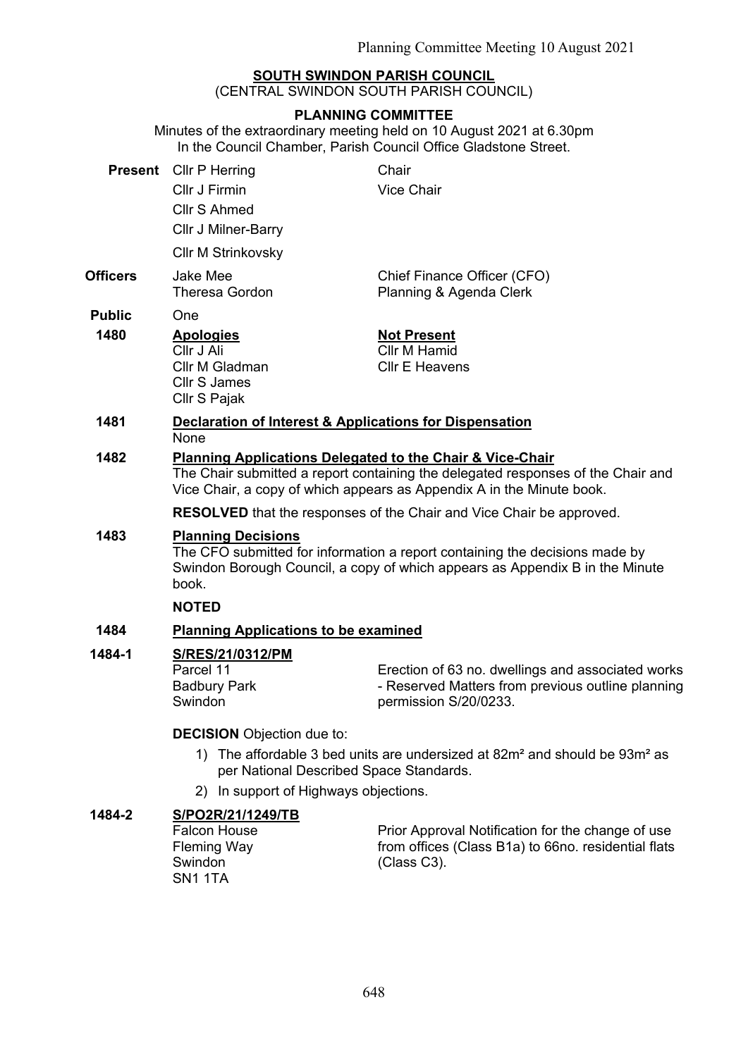**SOUTH SWINDON PARISH COUNCIL**
(CENTRAL SWINDON SOUTH PARISH COUNCIL)

**PLANNING COMMITTEE**

Minutes of the extraordinary meeting held on 10 August 2021 at 6.30pm
In the Council Chamber, Parish Council Office Gladstone Street.

| | | |
|---|---|---|
| **Present** | Cllr P Herring | Chair |
| | Cllr J Firmin | Vice Chair |
| | Cllr S Ahmed | |
| | Cllr J Milner-Barry | |
| | Cllr M Strinkovsky | |
| **Officers** | Jake Mee | Chief Finance Officer (CFO) |
| | Theresa Gordon | Planning & Agenda Clerk |
| **Public** | One | |

**1480 Apologies**

Cllr J Ali
Cllr M Gladman
Cllr S James
Cllr S Pajak

**Not Present**

Cllr M Hamid
Cllr E Heavens

**1481 Declaration of Interest & Applications for Dispensation**

None

**1482 Planning Applications Delegated to the Chair & Vice-Chair**

The Chair submitted a report containing the delegated responses of the Chair and Vice Chair, a copy of which appears as Appendix A in the Minute book.

**RESOLVED** that the responses of the Chair and Vice Chair be approved.

**1483 Planning Decisions**

The CFO submitted for information a report containing the decisions made by Swindon Borough Council, a copy of which appears as Appendix B in the Minute book.

**NOTED**

**1484 Planning Applications to be examined**

**1484-1 S/RES/21/0312/PM**

Parcel 11
Badbury Park
Swindon

Erection of 63 no. dwellings and associated works - Reserved Matters from previous outline planning permission S/20/0233.

**DECISION** Objection due to:

1) The affordable 3 bed units are undersized at 82m² and should be 93m² as per National Described Space Standards.
2) In support of Highways objections.

**1484-2 S/PO2R/21/1249/TB**

Falcon House
Fleming Way
Swindon
SN1 1TA

Prior Approval Notification for the change of use from offices (Class B1a) to 66no. residential flats (Class C3).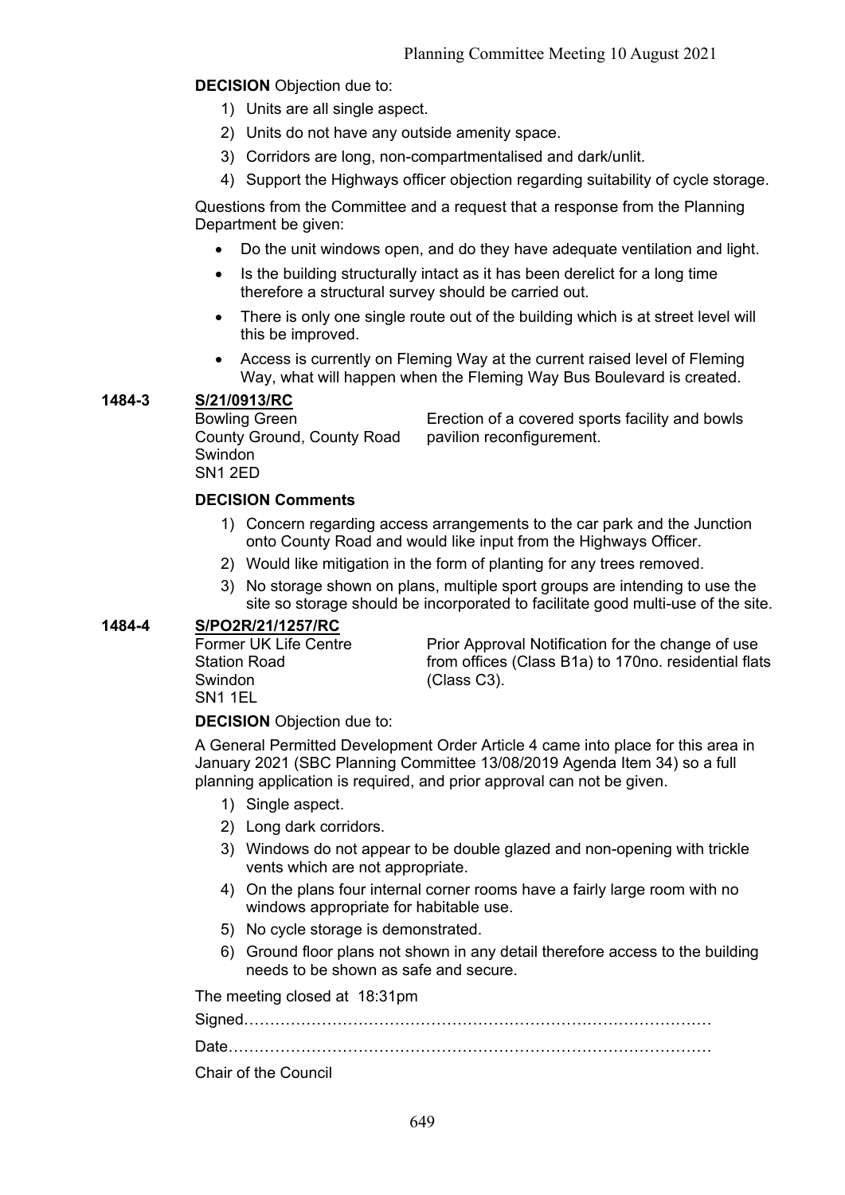**DECISION** Objection due to:

1) Units are all single aspect.
2) Units do not have any outside amenity space.
3) Corridors are long, non-compartmentalised and dark/unlit.
4) Support the Highways officer objection regarding suitability of cycle storage.

Questions from the Committee and a request that a response from the Planning Department be given:

- Do the unit windows open, and do they have adequate ventilation and light.
- Is the building structurally intact as it has been derelict for a long time therefore a structural survey should be carried out.
- There is only one single route out of the building which is at street level will this be improved.
- Access is currently on Fleming Way at the current raised level of Fleming Way, what will happen when the Fleming Way Bus Boulevard is created.

**1484-3** **S/21/0913/RC**

Bowling Green
County Ground, County Road
Swindon
SN1 2ED

Erection of a covered sports facility and bowls pavilion reconfigurement.

**DECISION Comments**

1) Concern regarding access arrangements to the car park and the Junction onto County Road and would like input from the Highways Officer.
2) Would like mitigation in the form of planting for any trees removed.
3) No storage shown on plans, multiple sport groups are intending to use the site so storage should be incorporated to facilitate good multi-use of the site.

**1484-4** **S/PO2R/21/1257/RC**

Former UK Life Centre
Station Road
Swindon
SN1 1EL

Prior Approval Notification for the change of use from offices (Class B1a) to 170no. residential flats (Class C3).

**DECISION** Objection due to:

A General Permitted Development Order Article 4 came into place for this area in January 2021 (SBC Planning Committee 13/08/2019 Agenda Item 34) so a full planning application is required, and prior approval can not be given.

1) Single aspect.
2) Long dark corridors.
3) Windows do not appear to be double glazed and non-opening with trickle vents which are not appropriate.
4) On the plans four internal corner rooms have a fairly large room with no windows appropriate for habitable use.
5) No cycle storage is demonstrated.
6) Ground floor plans not shown in any detail therefore access to the building needs to be shown as safe and secure.

The meeting closed at 18:31pm

Signed………………………………………………………………………………

Date…………………………………………………………………………………

Chair of the Council